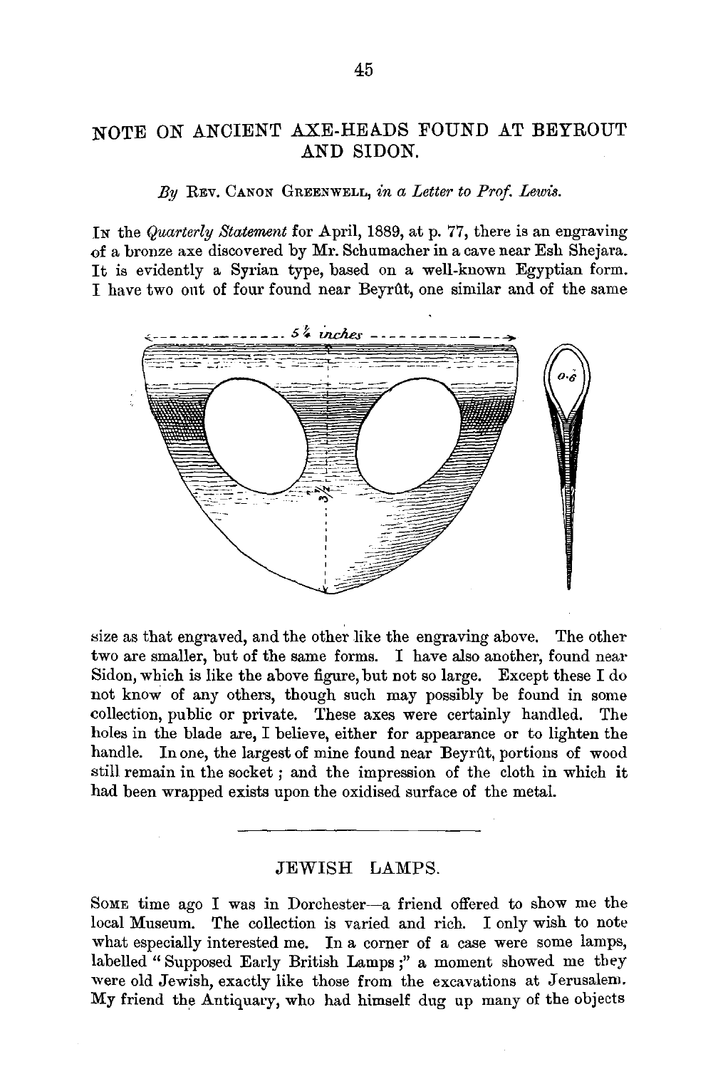## NOTE ON ANCIENT AXE-HEADS FOUND AT BEYROUT AND SIDON.

*By* Rev. Canon Greenwell, *in a Letter to Prof. Lewis.*

In the *Quarterly Statement* for April, 1889, at p. 77, there is an engraving of a bronze axe discovered by Mr. Schumacher in a cave near Esh Shejara. It is evidently a Syrian type, based on a well-known Egyptian form. I have two out of four found near Beyrût, one similar and of the same size as that engraved, and the other like the engraving above. The other two are smaller, but of the same forms. I have also another, found near Sidon, which is like the above figure, but not so large. Except these I do not know of any others, though such may possibly be found in some collection, public or private. These axes were certainly handled. The holes in the blade are, I believe, either for appearance or to lighten the handle. In one, the largest of mine found near Beyrût, portions of wood still remain in the socket; and the impression of the cloth in which it had been wrapped exists upon the oxidised surface of the metal.

---

## JEWISH LAMPS.

Some time ago I was in Dorchester—a friend offered to show me the local Museum. The collection is varied and rich. I only wish to note what especially interested me. In a corner of a case were some lamps, labelled "Supposed Early British Lamps;" a moment showed me they were old Jewish, exactly like those from the excavations at Jerusalem. My friend the Antiquary, who had himself dug up many of the objects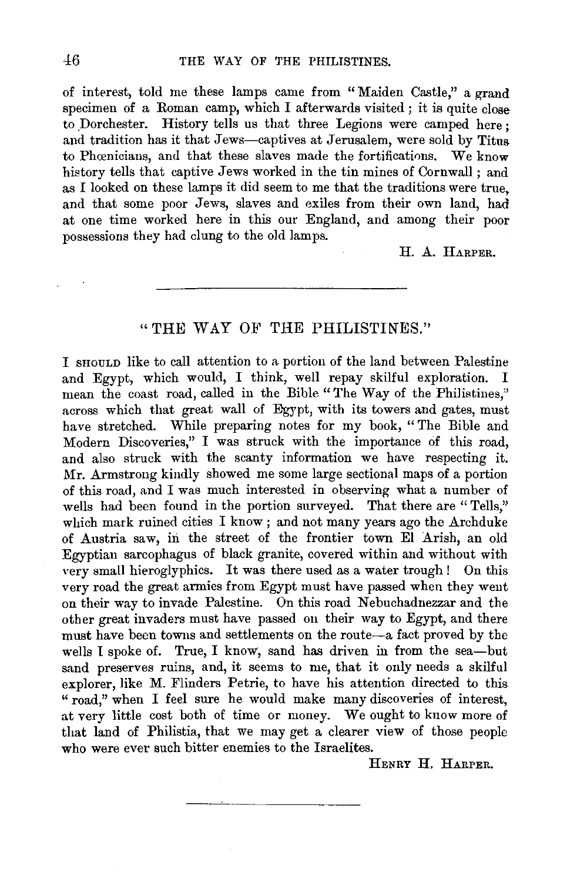of interest, told me these lamps came from "Maiden Castle," a grand specimen of a Roman camp, which I afterwards visited; it is quite close to Dorchester. History tells us that three Legions were camped here; and tradition has it that Jews—captives at Jerusalem, were sold by Titus to Phœnicians, and that these slaves made the fortifications. We know history tells that captive Jews worked in the tin mines of Cornwall; and as I looked on these lamps it did seem to me that the traditions were true, and that some poor Jews, slaves and exiles from their own land, had at one time worked here in this our England, and among their poor possessions they had clung to the old lamps.

H. A. Harper.

---

## "THE WAY OF THE PHILISTINES."

I should like to call attention to a portion of the land between Palestine and Egypt, which would, I think, well repay skilful exploration. I mean the coast road, called in the Bible "The Way of the Philistines," across which that great wall of Egypt, with its towers and gates, must have stretched. While preparing notes for my book, "The Bible and Modern Discoveries," I was struck with the importance of this road, and also struck with the scanty information we have respecting it. Mr. Armstrong kindly showed me some large sectional maps of a portion of this road, and I was much interested in observing what a number of wells had been found in the portion surveyed. That there are "Tells," which mark ruined cities I know; and not many years ago the Archduke of Austria saw, in the street of the frontier town El Arish, an old Egyptian sarcophagus of black granite, covered within and without with very small hieroglyphics. It was there used as a water trough! On this very road the great armies from Egypt must have passed when they went on their way to invade Palestine. On this road Nebuchadnezzar and the other great invaders must have passed on their way to Egypt, and there must have been towns and settlements on the route—a fact proved by the wells I spoke of. True, I know, sand has driven in from the sea—but sand preserves ruins, and, it seems to me, that it only needs a skilful explorer, like M. Flinders Petrie, to have his attention directed to this "road," when I feel sure he would make many discoveries of interest, at very little cost both of time or money. We ought to know more of that land of Philistia, that we may get a clearer view of those people who were ever such bitter enemies to the Israelites.

Henry H. Harper.